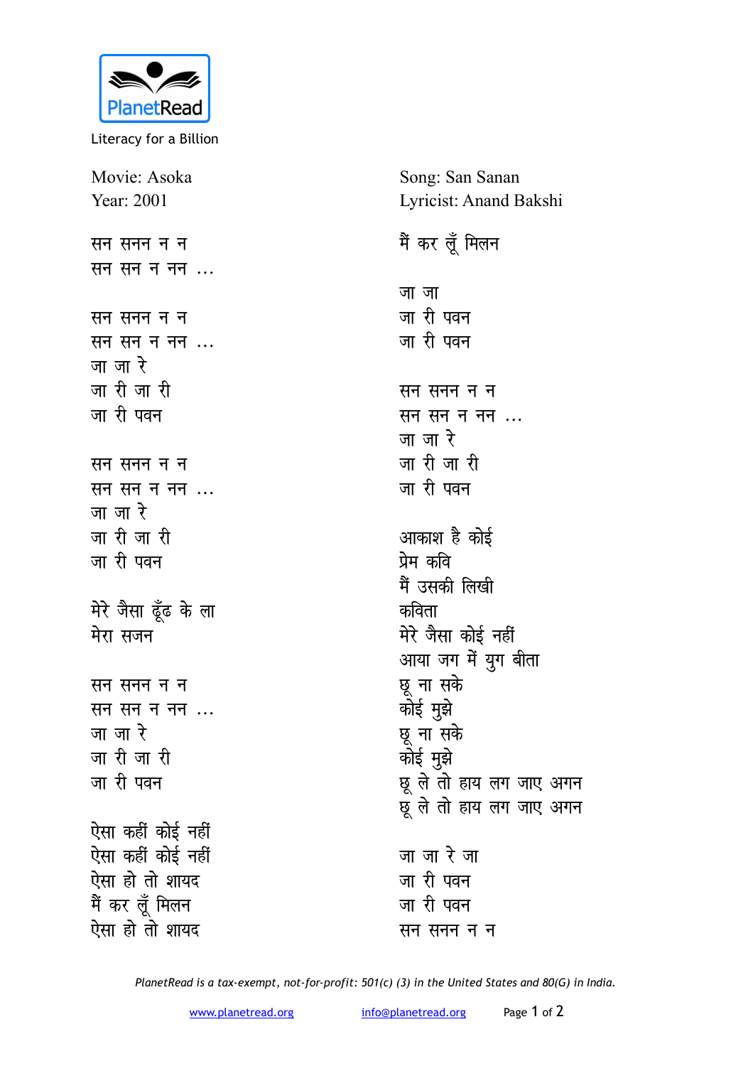PlanetRead
Literacy for a Billion

Movie: Asoka
Year: 2001

Song: San Sanan
Lyricist: Anand Bakshi

सन सनन न न
सन सन न नन ...

सन सनन न न
सन सन न नन ...
जा जा रे
जा री जा री
जा री पवन

सन सनन न न
सन सन न नन ...
जा जा रे
जा री जा री
जा री पवन

मेरे जैसा ढूँढ के ला
मेरा सजन

सन सनन न न
सन सन न नन ...
जा जा रे
जा री जा री
जा री पवन

ऐसा कहीं कोई नहीं
ऐसा कहीं कोई नहीं
ऐसा हो तो शायद
मैं कर लूँ मिलन
ऐसा हो तो शायद
मैं कर लूँ मिलन

जा जा
जा री पवन
जा री पवन

सन सनन न न
सन सन न नन ...
जा जा रे
जा री जा री
जा री पवन

आकाश है कोई
प्रेम कवि
मैं उसकी लिखी
कविता
मेरे जैसा कोई नहीं
आया जग में युग बीता
छू ना सके
कोई मुझे
छू ना सके
कोई मुझे
छू ले तो हाय लग जाए अगन
छू ले तो हाय लग जाए अगन

जा जा रे जा
जा री पवन
जा री पवन
सन सनन न न

*PlanetRead is a tax-exempt, not-for-profit: 501(c) (3) in the United States and 80(G) in India.*

www.planetread.org info@planetread.org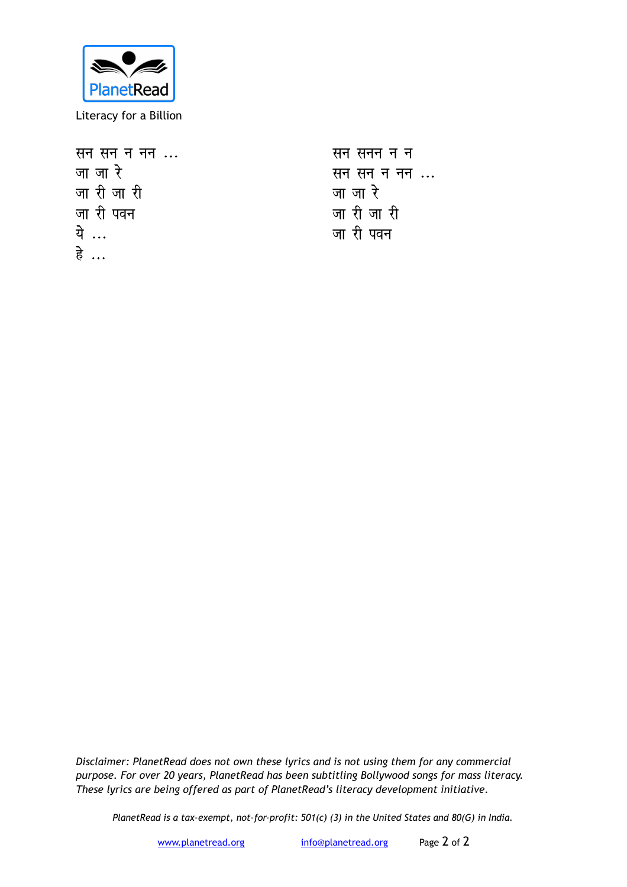PlanetRead

Literacy for a Billion

सन सन न नन ...
जा जा रे
जा री जा री
जा री पवन
ये ...
हे ...

सन सनन न न
सन सन न नन ...
जा जा रे
जा री जा री
जा री पवन

*Disclaimer: PlanetRead does not own these lyrics and is not using them for any commercial purpose. For over 20 years, PlanetRead has been subtitling Bollywood songs for mass literacy. These lyrics are being offered as part of PlanetRead's literacy development initiative.*

*PlanetRead is a tax-exempt, not-for-profit: 501(c) (3) in the United States and 80(G) in India.*

www.planetread.org info@planetread.org